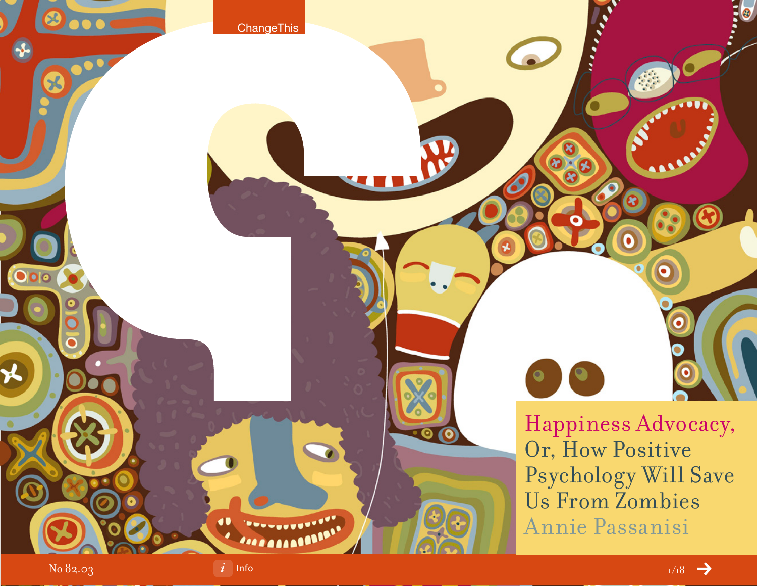# Happiness Advocacy, Or, How Positive Psychology Will Save Us From Zombies

Annie Passanisi

No 82.03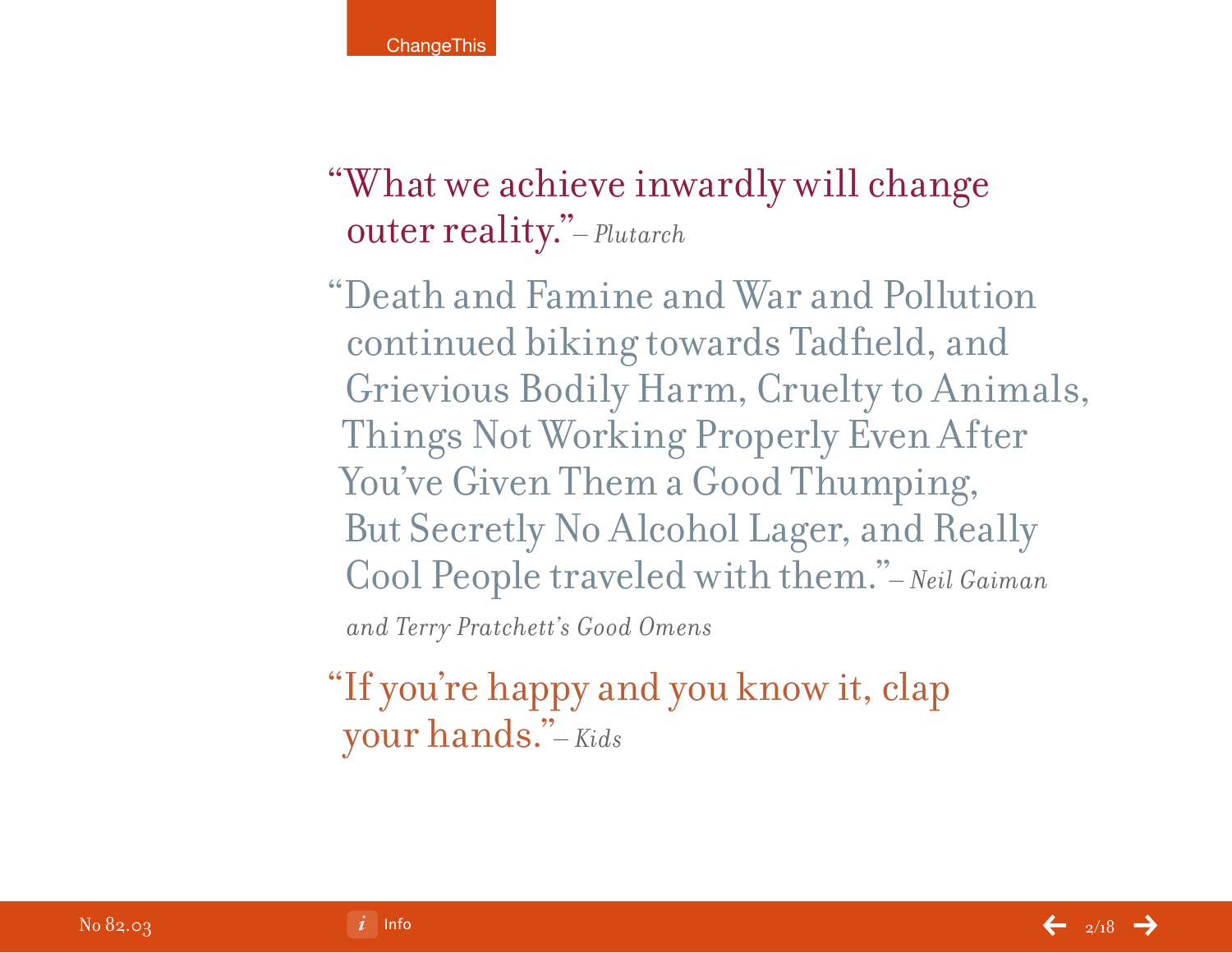"What we achieve inwardly will change outer reality."– *Plutarch*

"Death and Famine and War and Pollution continued biking towards Tadfield, and Grievious Bodily Harm, Cruelty to Animals, Things Not Working Properly Even After You've Given Them a Good Thumping, But Secretly No Alcohol Lager, and Really Cool People traveled with them."– *Neil Gaiman and Terry Pratchett's Good Omens*

"If you're happy and you know it, clap your hands."– *Kids*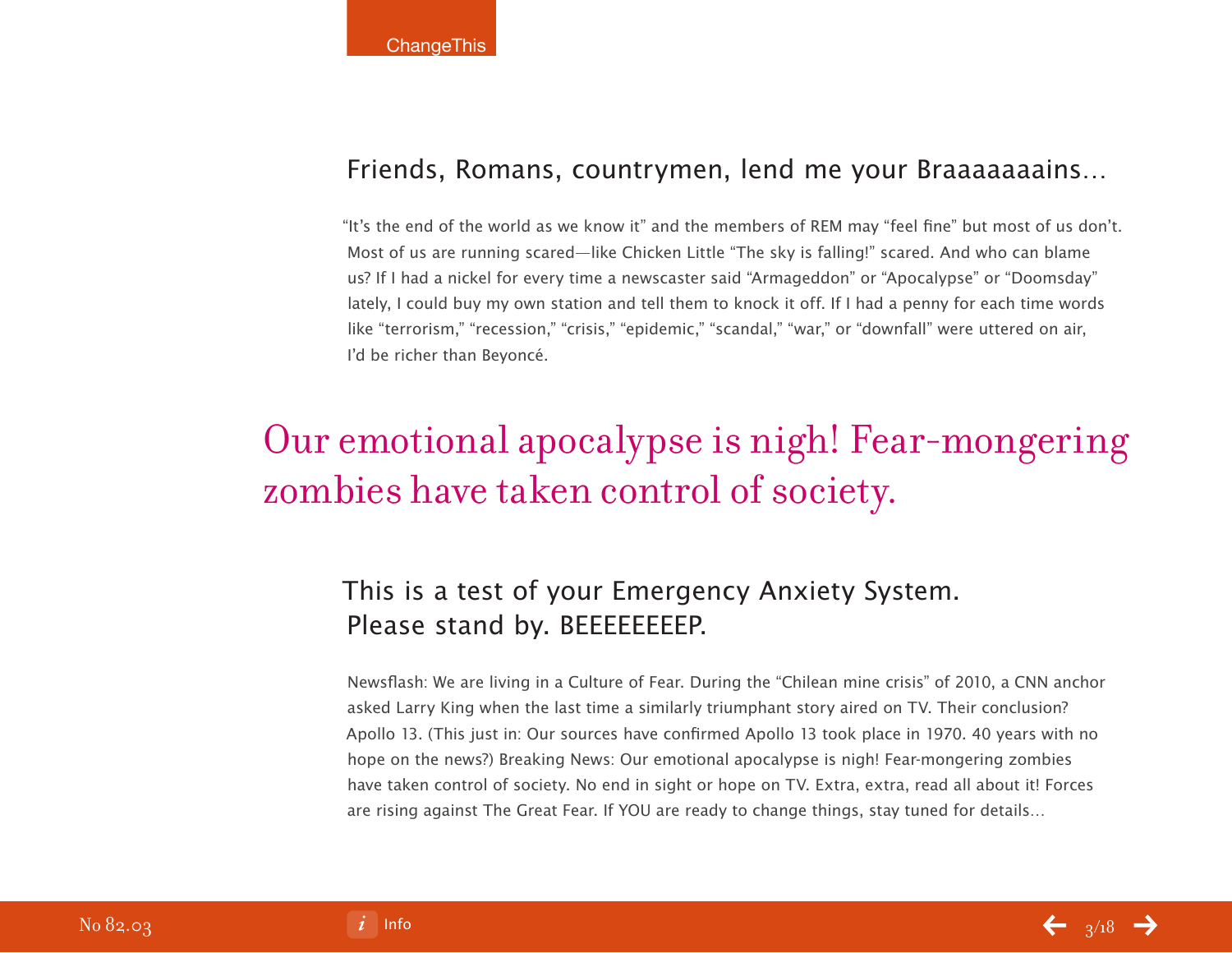## Friends, Romans, countrymen, lend me your Braaaaaaains…

"It's the end of the world as we know it" and the members of REM may "feel fine" but most of us don't. Most of us are running scared—like Chicken Little "The sky is falling!" scared. And who can blame us? If I had a nickel for every time a newscaster said "Armageddon" or "Apocalypse" or "Doomsday" lately, I could buy my own station and tell them to knock it off. If I had a penny for each time words like "terrorism," "recession," "crisis," "epidemic," "scandal," "war," or "downfall" were uttered on air, I'd be richer than Beyoncé.

> Our emotional apocalypse is nigh! Fear-mongering zombies have taken control of society.

## This is a test of your Emergency Anxiety System. Please stand by. BEEEEEEEEP.

Newsflash: We are living in a Culture of Fear. During the "Chilean mine crisis" of 2010, a CNN anchor asked Larry King when the last time a similarly triumphant story aired on TV. Their conclusion? Apollo 13. (This just in: Our sources have confirmed Apollo 13 took place in 1970. 40 years with no hope on the news?) Breaking News: Our emotional apocalypse is nigh! Fear-mongering zombies have taken control of society. No end in sight or hope on TV. Extra, extra, read all about it! Forces are rising against The Great Fear. If YOU are ready to change things, stay tuned for details…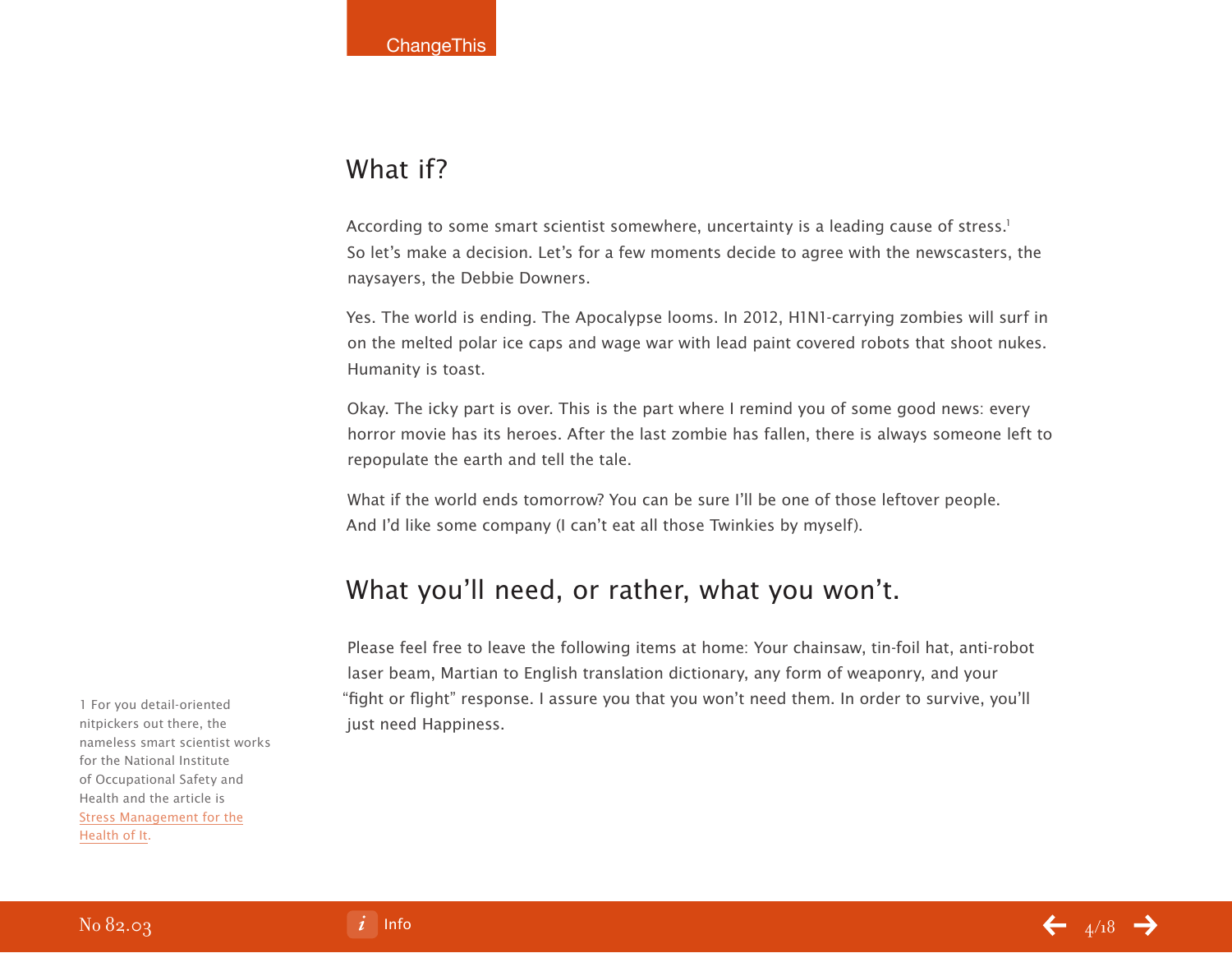## What if?

According to some smart scientist somewhere, uncertainty is a leading cause of stress.[1] So let's make a decision. Let's for a few moments decide to agree with the newscasters, the naysayers, the Debbie Downers.

Yes. The world is ending. The Apocalypse looms. In 2012, H1N1-carrying zombies will surf in on the melted polar ice caps and wage war with lead paint covered robots that shoot nukes. Humanity is toast.

Okay. The icky part is over. This is the part where I remind you of some good news: every horror movie has its heroes. After the last zombie has fallen, there is always someone left to repopulate the earth and tell the tale.

What if the world ends tomorrow? You can be sure I'll be one of those leftover people. And I'd like some company (I can't eat all those Twinkies by myself).

## What you'll need, or rather, what you won't.

Please feel free to leave the following items at home: Your chainsaw, tin-foil hat, anti-robot laser beam, Martian to English translation dictionary, any form of weaponry, and your "fight or flight" response. I assure you that you won't need them. In order to survive, you'll just need Happiness.

1 For you detail-oriented nitpickers out there, the nameless smart scientist works for the National Institute of Occupational Safety and Health and the article is Stress Management for the Health of It.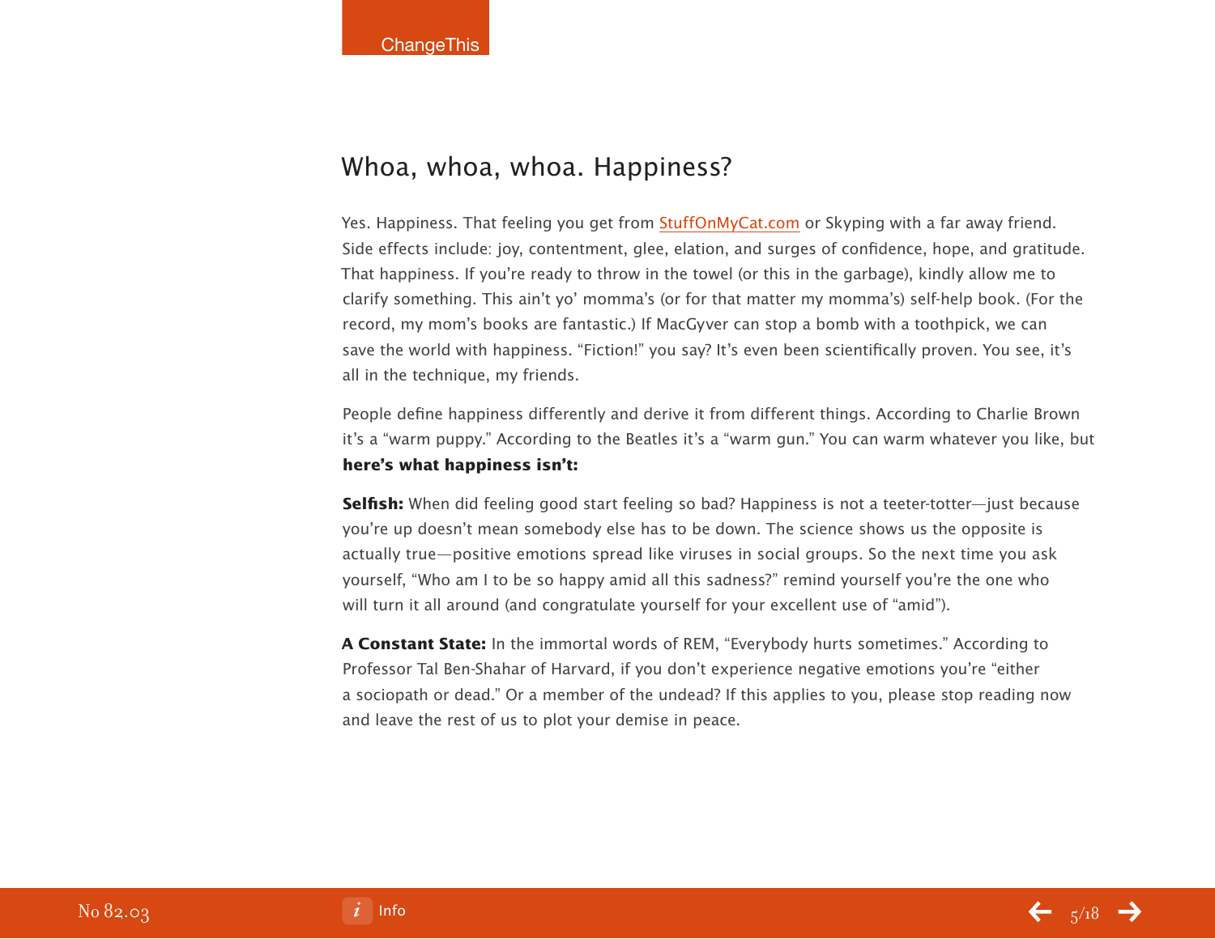## Whoa, whoa, whoa. Happiness?

Yes. Happiness. That feeling you get from StuffOnMyCat.com or Skyping with a far away friend. Side effects include: joy, contentment, glee, elation, and surges of confidence, hope, and gratitude. That happiness. If you're ready to throw in the towel (or this in the garbage), kindly allow me to clarify something. This ain't yo' momma's (or for that matter my momma's) self-help book. (For the record, my mom's books are fantastic.) If MacGyver can stop a bomb with a toothpick, we can save the world with happiness. "Fiction!" you say? It's even been scientifically proven. You see, it's all in the technique, my friends.

People define happiness differently and derive it from different things. According to Charlie Brown it's a "warm puppy." According to the Beatles it's a "warm gun." You can warm whatever you like, but **here's what happiness isn't:**

**Selfish:** When did feeling good start feeling so bad? Happiness is not a teeter-totter—just because you're up doesn't mean somebody else has to be down. The science shows us the opposite is actually true—positive emotions spread like viruses in social groups. So the next time you ask yourself, "Who am I to be so happy amid all this sadness?" remind yourself you're the one who will turn it all around (and congratulate yourself for your excellent use of "amid").

**A Constant State:** In the immortal words of REM, "Everybody hurts sometimes." According to Professor Tal Ben-Shahar of Harvard, if you don't experience negative emotions you're "either a sociopath or dead." Or a member of the undead? If this applies to you, please stop reading now and leave the rest of us to plot your demise in peace.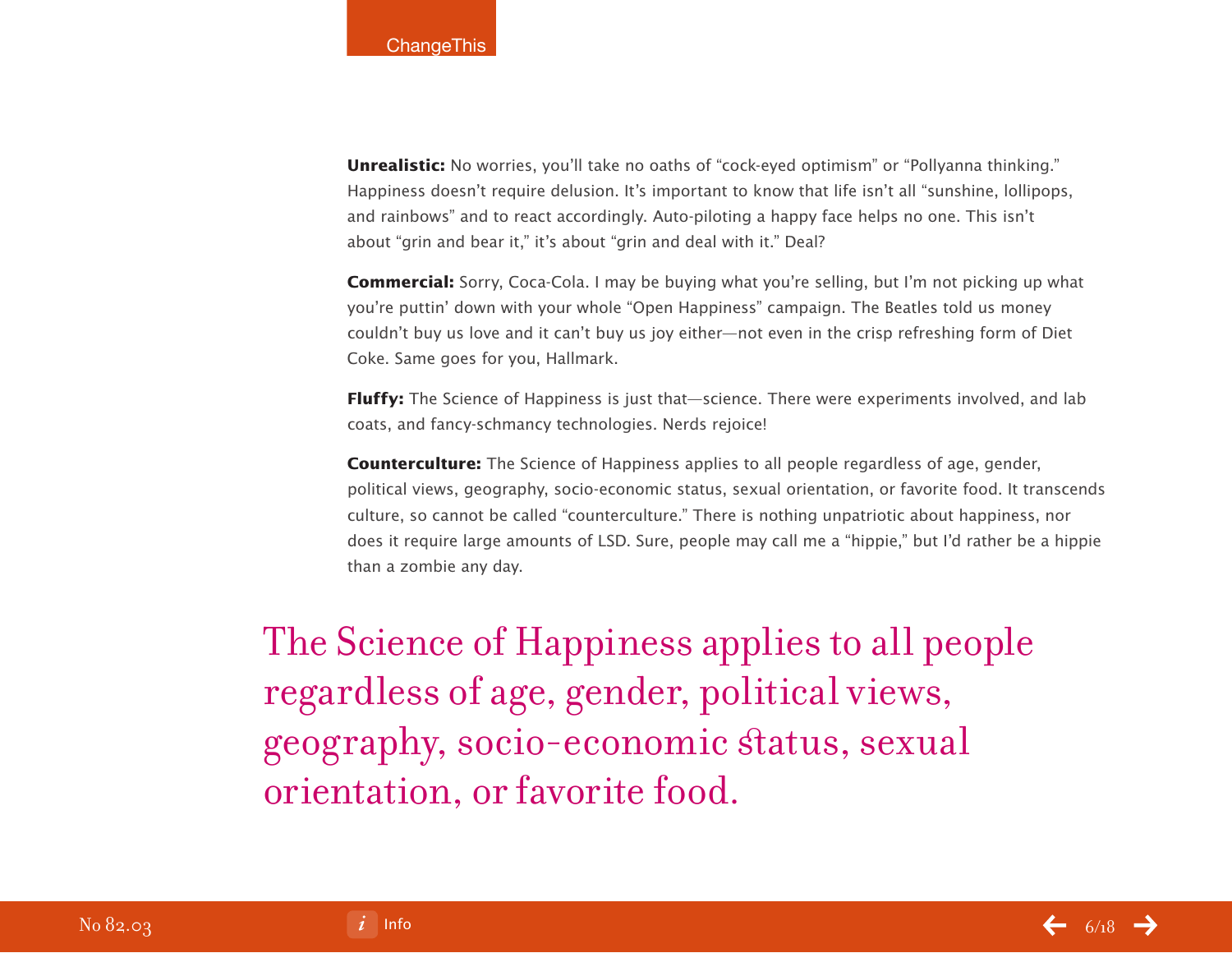**Unrealistic:** No worries, you'll take no oaths of "cock-eyed optimism" or "Pollyanna thinking." Happiness doesn't require delusion. It's important to know that life isn't all "sunshine, lollipops, and rainbows" and to react accordingly. Auto-piloting a happy face helps no one. This isn't about "grin and bear it," it's about "grin and deal with it." Deal?

**Commercial:** Sorry, Coca-Cola. I may be buying what you're selling, but I'm not picking up what you're puttin' down with your whole "Open Happiness" campaign. The Beatles told us money couldn't buy us love and it can't buy us joy either—not even in the crisp refreshing form of Diet Coke. Same goes for you, Hallmark.

**Fluffy:** The Science of Happiness is just that—science. There were experiments involved, and lab coats, and fancy-schmancy technologies. Nerds rejoice!

**Counterculture:** The Science of Happiness applies to all people regardless of age, gender, political views, geography, socio-economic status, sexual orientation, or favorite food. It transcends culture, so cannot be called "counterculture." There is nothing unpatriotic about happiness, nor does it require large amounts of LSD. Sure, people may call me a "hippie," but I'd rather be a hippie than a zombie any day.

> The Science of Happiness applies to all people regardless of age, gender, political views, geography, socio-economic status, sexual orientation, or favorite food.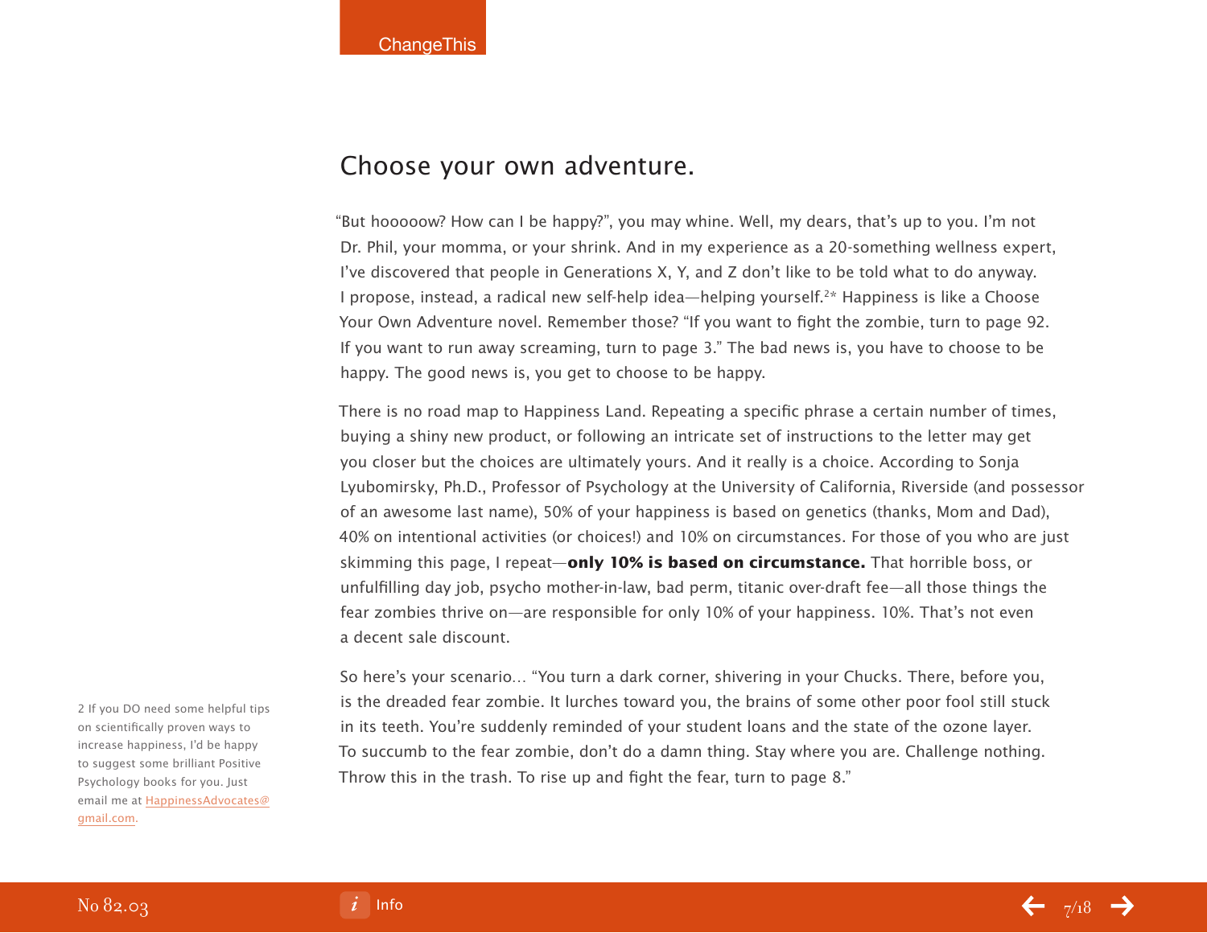## Choose your own adventure.

"But hooooow? How can I be happy?", you may whine. Well, my dears, that's up to you. I'm not Dr. Phil, your momma, or your shrink. And in my experience as a 20-something wellness expert, I've discovered that people in Generations X, Y, and Z don't like to be told what to do anyway. I propose, instead, a radical new self-help idea—helping yourself.[2*] Happiness is like a Choose Your Own Adventure novel. Remember those? "If you want to fight the zombie, turn to page 92. If you want to run away screaming, turn to page 3." The bad news is, you have to choose to be happy. The good news is, you get to choose to be happy.

There is no road map to Happiness Land. Repeating a specific phrase a certain number of times, buying a shiny new product, or following an intricate set of instructions to the letter may get you closer but the choices are ultimately yours. And it really is a choice. According to Sonja Lyubomirsky, Ph.D., Professor of Psychology at the University of California, Riverside (and possessor of an awesome last name), 50% of your happiness is based on genetics (thanks, Mom and Dad), 40% on intentional activities (or choices!) and 10% on circumstances. For those of you who are just skimming this page, I repeat—**only 10% is based on circumstance.** That horrible boss, or unfulfilling day job, psycho mother-in-law, bad perm, titanic over-draft fee—all those things the fear zombies thrive on—are responsible for only 10% of your happiness. 10%. That's not even a decent sale discount.

So here's your scenario... "You turn a dark corner, shivering in your Chucks. There, before you, is the dreaded fear zombie. It lurches toward you, the brains of some other poor fool still stuck in its teeth. You're suddenly reminded of your student loans and the state of the ozone layer. To succumb to the fear zombie, don't do a damn thing. Stay where you are. Challenge nothing. Throw this in the trash. To rise up and fight the fear, turn to page 8."

2 If you DO need some helpful tips on scientifically proven ways to increase happiness, I'd be happy to suggest some brilliant Positive Psychology books for you. Just email me at HappinessAdvocates@gmail.com.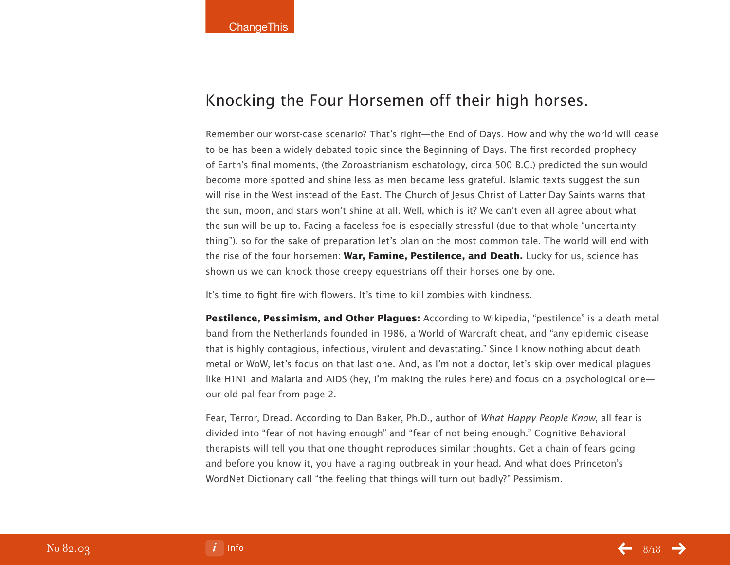## Knocking the Four Horsemen off their high horses.

Remember our worst-case scenario? That's right—the End of Days. How and why the world will cease to be has been a widely debated topic since the Beginning of Days. The first recorded prophecy of Earth's final moments, (the Zoroastrianism eschatology, circa 500 B.C.) predicted the sun would become more spotted and shine less as men became less grateful. Islamic texts suggest the sun will rise in the West instead of the East. The Church of Jesus Christ of Latter Day Saints warns that the sun, moon, and stars won't shine at all. Well, which is it? We can't even all agree about what the sun will be up to. Facing a faceless foe is especially stressful (due to that whole "uncertainty thing"), so for the sake of preparation let's plan on the most common tale. The world will end with the rise of the four horsemen: **War, Famine, Pestilence, and Death.** Lucky for us, science has shown us we can knock those creepy equestrians off their horses one by one.

It's time to fight fire with flowers. It's time to kill zombies with kindness.

**Pestilence, Pessimism, and Other Plagues:** According to Wikipedia, "pestilence" is a death metal band from the Netherlands founded in 1986, a World of Warcraft cheat, and "any epidemic disease that is highly contagious, infectious, virulent and devastating." Since I know nothing about death metal or WoW, let's focus on that last one. And, as I'm not a doctor, let's skip over medical plagues like H1N1 and Malaria and AIDS (hey, I'm making the rules here) and focus on a psychological one—our old pal fear from page 2.

Fear, Terror, Dread. According to Dan Baker, Ph.D., author of *What Happy People Know*, all fear is divided into "fear of not having enough" and "fear of not being enough." Cognitive Behavioral therapists will tell you that one thought reproduces similar thoughts. Get a chain of fears going and before you know it, you have a raging outbreak in your head. And what does Princeton's WordNet Dictionary call "the feeling that things will turn out badly?" Pessimism.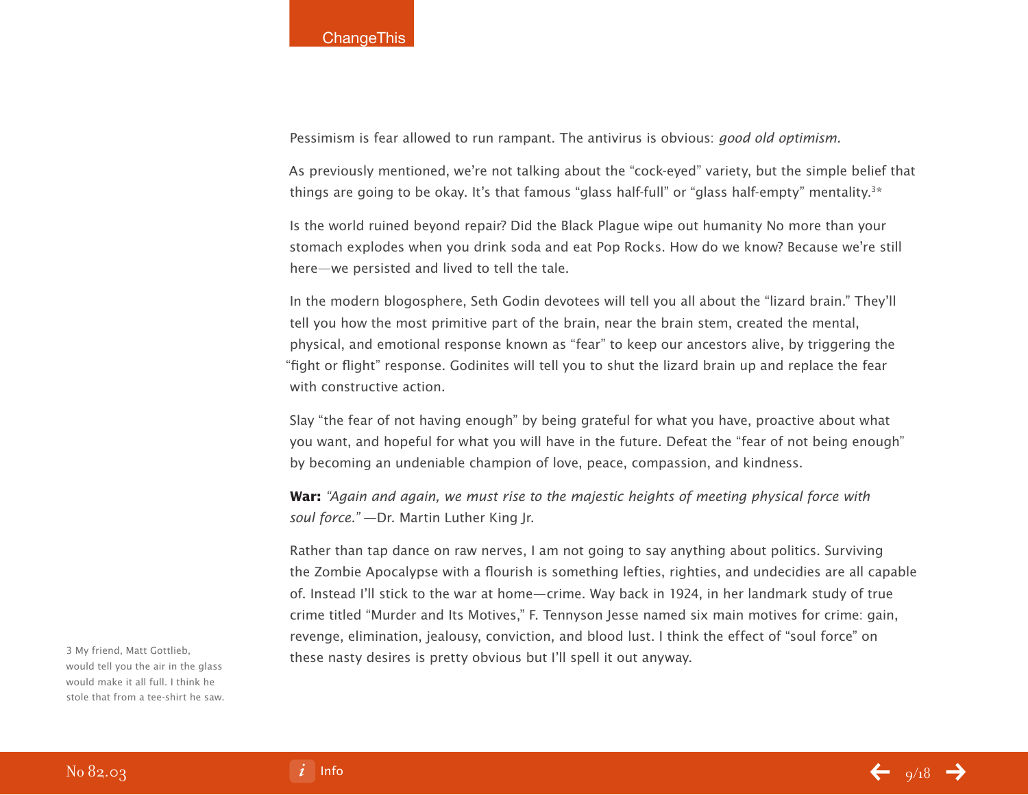Pessimism is fear allowed to run rampant. The antivirus is obvious: *good old optimism.*

As previously mentioned, we're not talking about the "cock-eyed" variety, but the simple belief that things are going to be okay. It's that famous "glass half-full" or "glass half-empty" mentality.[3*]

Is the world ruined beyond repair? Did the Black Plague wipe out humanity No more than your stomach explodes when you drink soda and eat Pop Rocks. How do we know? Because we're still here—we persisted and lived to tell the tale.

In the modern blogosphere, Seth Godin devotees will tell you all about the "lizard brain." They'll tell you how the most primitive part of the brain, near the brain stem, created the mental, physical, and emotional response known as "fear" to keep our ancestors alive, by triggering the "fight or flight" response. Godinites will tell you to shut the lizard brain up and replace the fear with constructive action.

Slay "the fear of not having enough" by being grateful for what you have, proactive about what you want, and hopeful for what you will have in the future. Defeat the "fear of not being enough" by becoming an undeniable champion of love, peace, compassion, and kindness.

**War:** *"Again and again, we must rise to the majestic heights of meeting physical force with soul force."* —Dr. Martin Luther King Jr.

Rather than tap dance on raw nerves, I am not going to say anything about politics. Surviving the Zombie Apocalypse with a flourish is something lefties, righties, and undecidies are all capable of. Instead I'll stick to the war at home—crime. Way back in 1924, in her landmark study of true crime titled "Murder and Its Motives," F. Tennyson Jesse named six main motives for crime: gain, revenge, elimination, jealousy, conviction, and blood lust. I think the effect of "soul force" on these nasty desires is pretty obvious but I'll spell it out anyway.

3 My friend, Matt Gottlieb, would tell you the air in the glass would make it all full. I think he stole that from a tee-shirt he saw.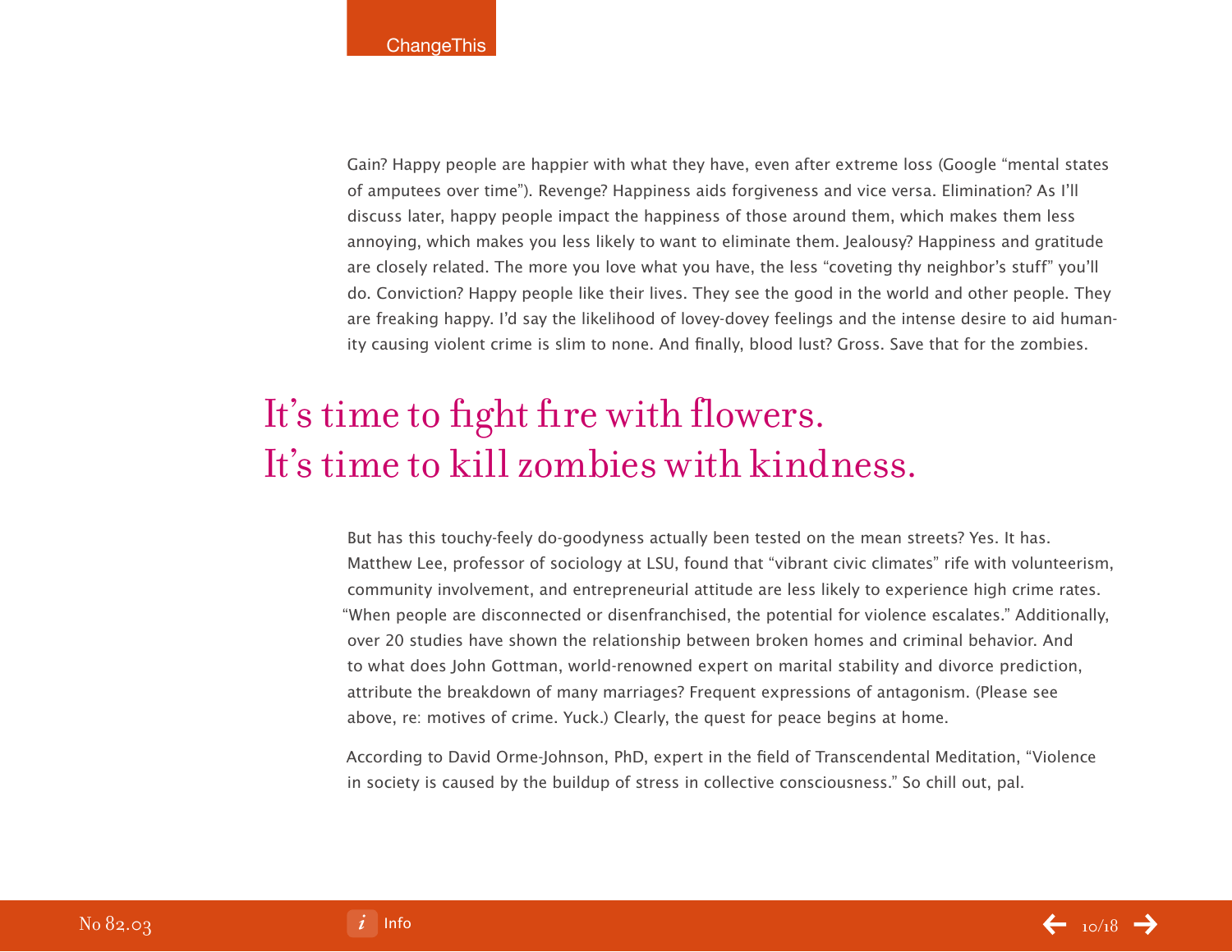Gain? Happy people are happier with what they have, even after extreme loss (Google "mental states of amputees over time"). Revenge? Happiness aids forgiveness and vice versa. Elimination? As I'll discuss later, happy people impact the happiness of those around them, which makes them less annoying, which makes you less likely to want to eliminate them. Jealousy? Happiness and gratitude are closely related. The more you love what you have, the less "coveting thy neighbor's stuff" you'll do. Conviction? Happy people like their lives. They see the good in the world and other people. They are freaking happy. I'd say the likelihood of lovey-dovey feelings and the intense desire to aid humanity causing violent crime is slim to none. And finally, blood lust? Gross. Save that for the zombies.

## It's time to fight fire with flowers. It's time to kill zombies with kindness.

But has this touchy-feely do-goodyness actually been tested on the mean streets? Yes. It has. Matthew Lee, professor of sociology at LSU, found that "vibrant civic climates" rife with volunteerism, community involvement, and entrepreneurial attitude are less likely to experience high crime rates. "When people are disconnected or disenfranchised, the potential for violence escalates." Additionally, over 20 studies have shown the relationship between broken homes and criminal behavior. And to what does John Gottman, world-renowned expert on marital stability and divorce prediction, attribute the breakdown of many marriages? Frequent expressions of antagonism. (Please see above, re: motives of crime. Yuck.) Clearly, the quest for peace begins at home.

According to David Orme-Johnson, PhD, expert in the field of Transcendental Meditation, "Violence in society is caused by the buildup of stress in collective consciousness." So chill out, pal.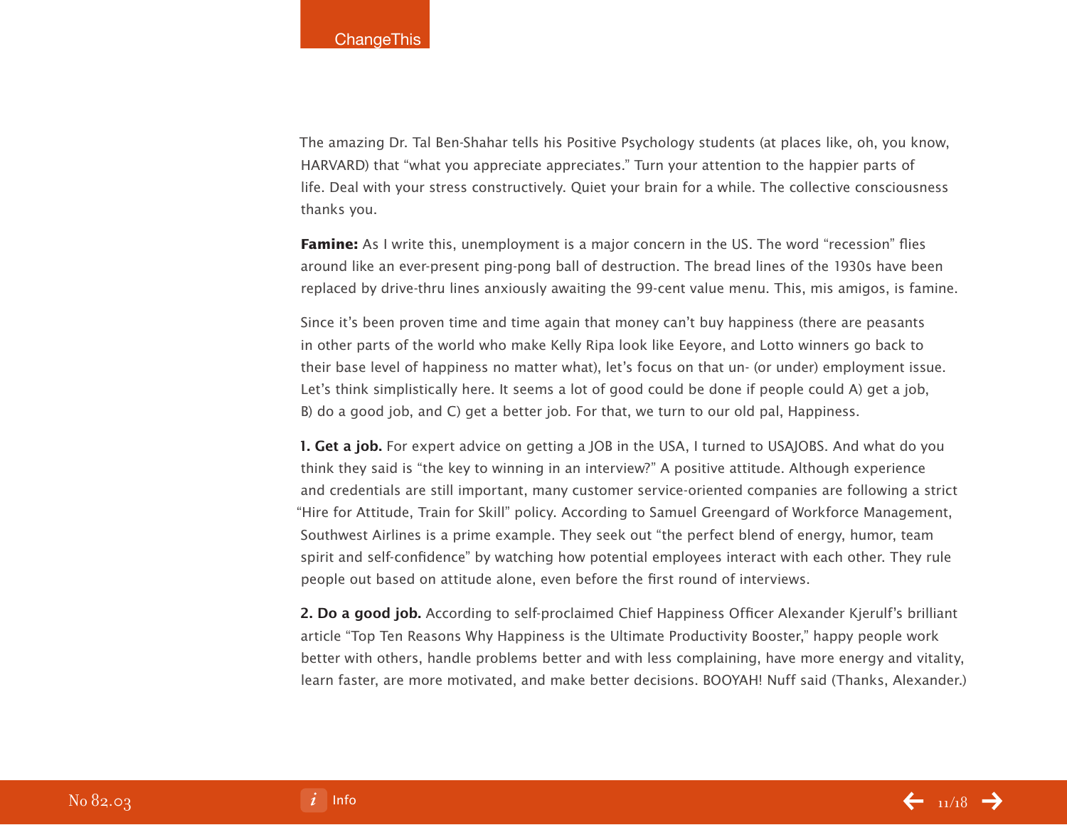The amazing Dr. Tal Ben-Shahar tells his Positive Psychology students (at places like, oh, you know, HARVARD) that "what you appreciate appreciates." Turn your attention to the happier parts of life. Deal with your stress constructively. Quiet your brain for a while. The collective consciousness thanks you.

**Famine:** As I write this, unemployment is a major concern in the US. The word "recession" flies around like an ever-present ping-pong ball of destruction. The bread lines of the 1930s have been replaced by drive-thru lines anxiously awaiting the 99-cent value menu. This, mis amigos, is famine.

Since it's been proven time and time again that money can't buy happiness (there are peasants in other parts of the world who make Kelly Ripa look like Eeyore, and Lotto winners go back to their base level of happiness no matter what), let's focus on that un- (or under) employment issue. Let's think simplistically here. It seems a lot of good could be done if people could A) get a job, B) do a good job, and C) get a better job. For that, we turn to our old pal, Happiness.

**1. Get a job.** For expert advice on getting a JOB in the USA, I turned to USAJOBS. And what do you think they said is "the key to winning in an interview?" A positive attitude. Although experience and credentials are still important, many customer service-oriented companies are following a strict "Hire for Attitude, Train for Skill" policy. According to Samuel Greengard of Workforce Management, Southwest Airlines is a prime example. They seek out "the perfect blend of energy, humor, team spirit and self-confidence" by watching how potential employees interact with each other. They rule people out based on attitude alone, even before the first round of interviews.

**2. Do a good job.** According to self-proclaimed Chief Happiness Officer Alexander Kjerulf's brilliant article "Top Ten Reasons Why Happiness is the Ultimate Productivity Booster," happy people work better with others, handle problems better and with less complaining, have more energy and vitality, learn faster, are more motivated, and make better decisions. BOOYAH! Nuff said (Thanks, Alexander.)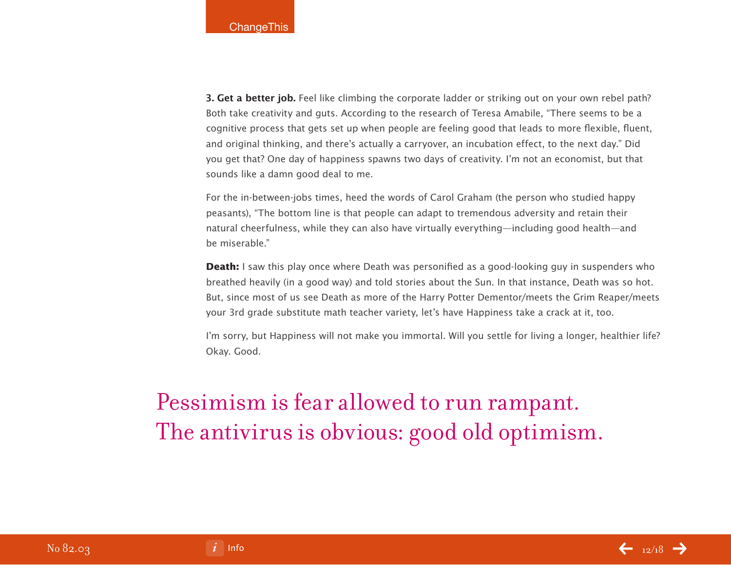**3. Get a better job.** Feel like climbing the corporate ladder or striking out on your own rebel path? Both take creativity and guts. According to the research of Teresa Amabile, "There seems to be a cognitive process that gets set up when people are feeling good that leads to more flexible, fluent, and original thinking, and there's actually a carryover, an incubation effect, to the next day." Did you get that? One day of happiness spawns two days of creativity. I'm not an economist, but that sounds like a damn good deal to me.

For the in-between-jobs times, heed the words of Carol Graham (the person who studied happy peasants), "The bottom line is that people can adapt to tremendous adversity and retain their natural cheerfulness, while they can also have virtually everything—including good health—and be miserable."

**Death:** I saw this play once where Death was personified as a good-looking guy in suspenders who breathed heavily (in a good way) and told stories about the Sun. In that instance, Death was so hot. But, since most of us see Death as more of the Harry Potter Dementor/meets the Grim Reaper/meets your 3rd grade substitute math teacher variety, let's have Happiness take a crack at it, too.

I'm sorry, but Happiness will not make you immortal. Will you settle for living a longer, healthier life? Okay. Good.

Pessimism is fear allowed to run rampant. The antivirus is obvious: good old optimism.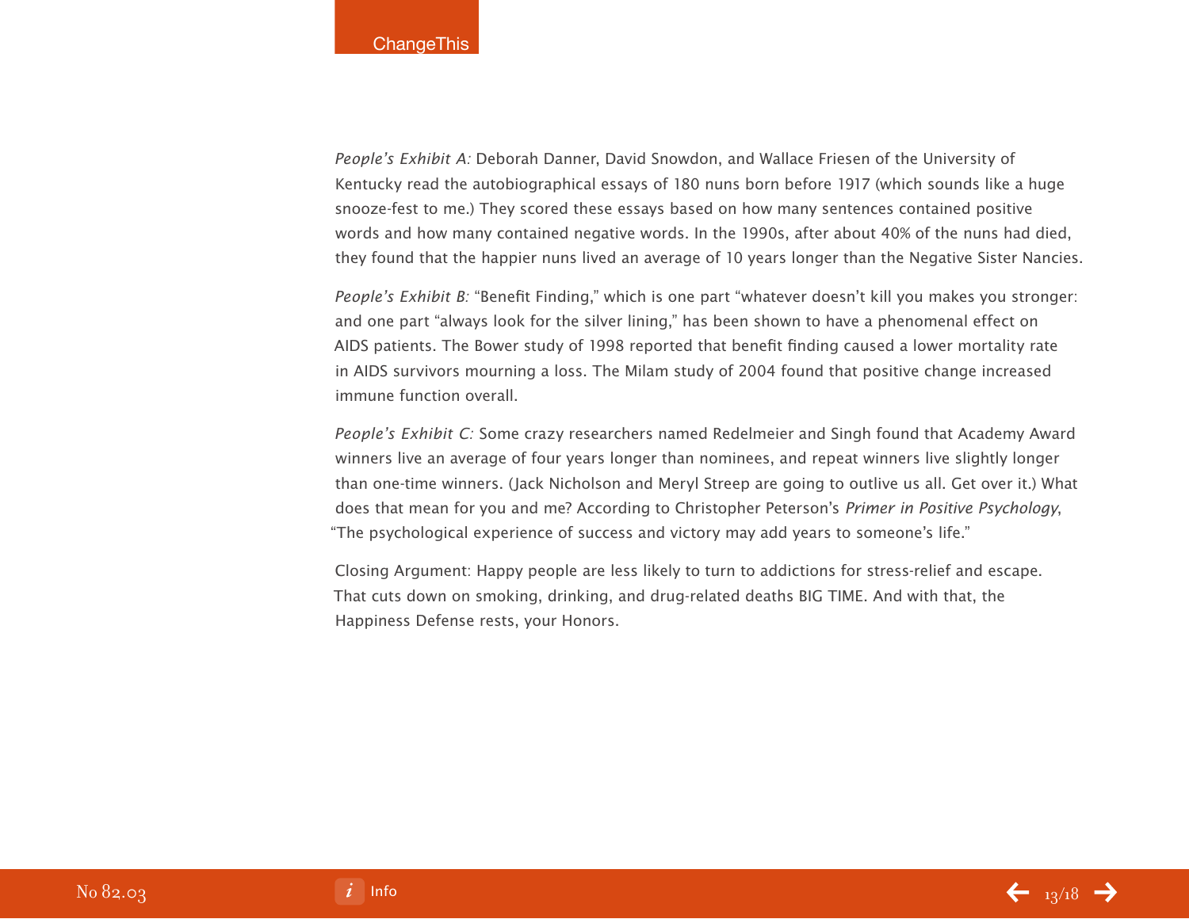*People's Exhibit A:* Deborah Danner, David Snowdon, and Wallace Friesen of the University of Kentucky read the autobiographical essays of 180 nuns born before 1917 (which sounds like a huge snooze-fest to me.) They scored these essays based on how many sentences contained positive words and how many contained negative words. In the 1990s, after about 40% of the nuns had died, they found that the happier nuns lived an average of 10 years longer than the Negative Sister Nancies.

*People's Exhibit B:* "Benefit Finding," which is one part "whatever doesn't kill you makes you stronger: and one part "always look for the silver lining," has been shown to have a phenomenal effect on AIDS patients. The Bower study of 1998 reported that benefit finding caused a lower mortality rate in AIDS survivors mourning a loss. The Milam study of 2004 found that positive change increased immune function overall.

*People's Exhibit C:* Some crazy researchers named Redelmeier and Singh found that Academy Award winners live an average of four years longer than nominees, and repeat winners live slightly longer than one-time winners. (Jack Nicholson and Meryl Streep are going to outlive us all. Get over it.) What does that mean for you and me? According to Christopher Peterson's *Primer in Positive Psychology*, "The psychological experience of success and victory may add years to someone's life."

Closing Argument: Happy people are less likely to turn to addictions for stress-relief and escape. That cuts down on smoking, drinking, and drug-related deaths BIG TIME. And with that, the Happiness Defense rests, your Honors.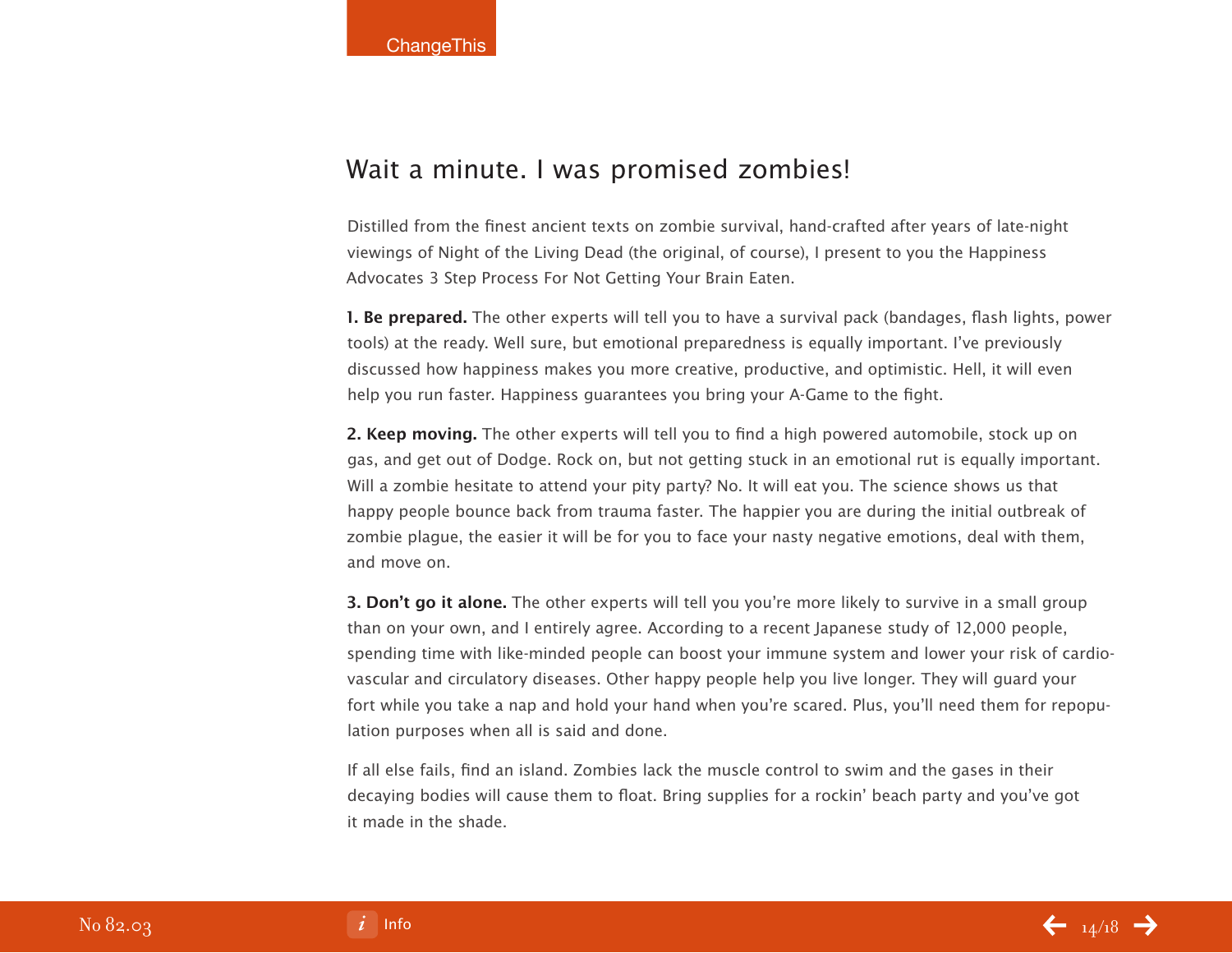## Wait a minute. I was promised zombies!

Distilled from the finest ancient texts on zombie survival, hand-crafted after years of late-night viewings of Night of the Living Dead (the original, of course), I present to you the Happiness Advocates 3 Step Process For Not Getting Your Brain Eaten.

**1. Be prepared.** The other experts will tell you to have a survival pack (bandages, flash lights, power tools) at the ready. Well sure, but emotional preparedness is equally important. I've previously discussed how happiness makes you more creative, productive, and optimistic. Hell, it will even help you run faster. Happiness guarantees you bring your A-Game to the fight.

**2. Keep moving.** The other experts will tell you to find a high powered automobile, stock up on gas, and get out of Dodge. Rock on, but not getting stuck in an emotional rut is equally important. Will a zombie hesitate to attend your pity party? No. It will eat you. The science shows us that happy people bounce back from trauma faster. The happier you are during the initial outbreak of zombie plague, the easier it will be for you to face your nasty negative emotions, deal with them, and move on.

**3. Don't go it alone.** The other experts will tell you you're more likely to survive in a small group than on your own, and I entirely agree. According to a recent Japanese study of 12,000 people, spending time with like-minded people can boost your immune system and lower your risk of cardio-vascular and circulatory diseases. Other happy people help you live longer. They will guard your fort while you take a nap and hold your hand when you're scared. Plus, you'll need them for repopulation purposes when all is said and done.

If all else fails, find an island. Zombies lack the muscle control to swim and the gases in their decaying bodies will cause them to float. Bring supplies for a rockin' beach party and you've got it made in the shade.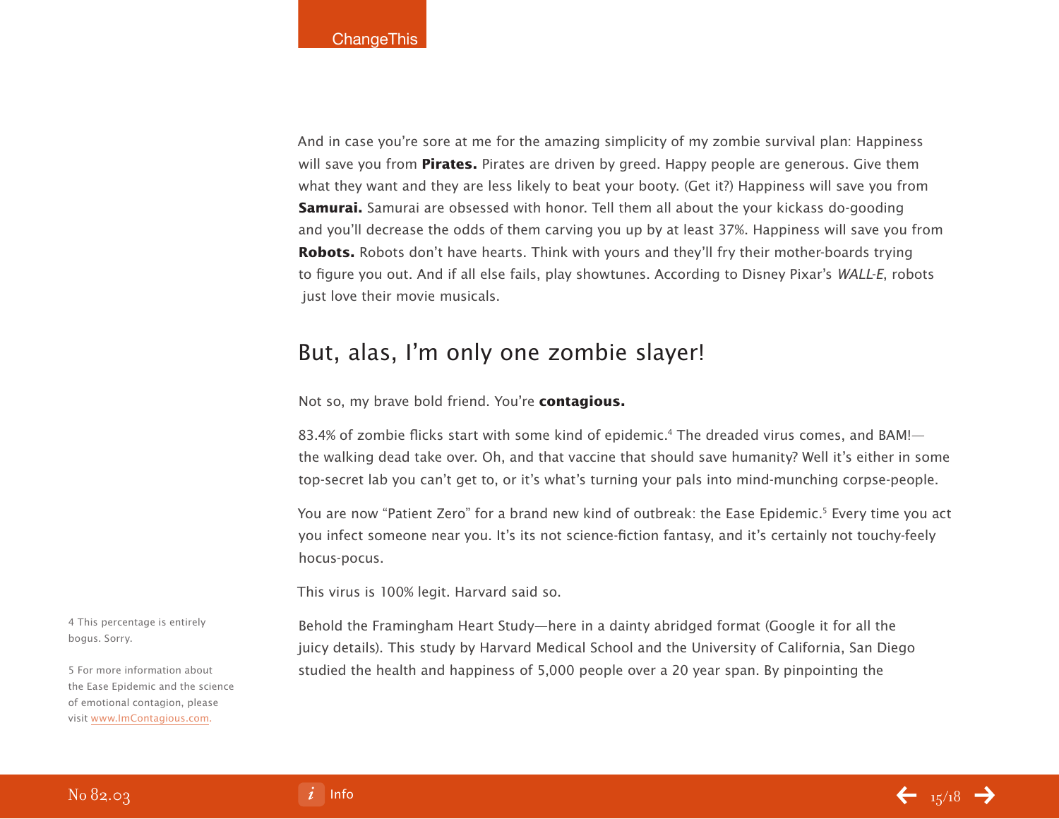And in case you're sore at me for the amazing simplicity of my zombie survival plan: Happiness will save you from **Pirates.** Pirates are driven by greed. Happy people are generous. Give them what they want and they are less likely to beat your booty. (Get it?) Happiness will save you from **Samurai.** Samurai are obsessed with honor. Tell them all about the your kickass do-gooding and you'll decrease the odds of them carving you up by at least 37%. Happiness will save you from **Robots.** Robots don't have hearts. Think with yours and they'll fry their mother-boards trying to figure you out. And if all else fails, play showtunes. According to Disney Pixar's *WALL-E*, robots just love their movie musicals.

## But, alas, I'm only one zombie slayer!

Not so, my brave bold friend. You're **contagious.**

83.4% of zombie flicks start with some kind of epidemic.[4] The dreaded virus comes, and BAM!—the walking dead take over. Oh, and that vaccine that should save humanity? Well it's either in some top-secret lab you can't get to, or it's what's turning your pals into mind-munching corpse-people.

You are now "Patient Zero" for a brand new kind of outbreak: the Ease Epidemic.[5] Every time you act you infect someone near you. It's its not science-fiction fantasy, and it's certainly not touchy-feely hocus-pocus.

This virus is 100% legit. Harvard said so.

Behold the Framingham Heart Study—here in a dainty abridged format (Google it for all the juicy details). This study by Harvard Medical School and the University of California, San Diego studied the health and happiness of 5,000 people over a 20 year span. By pinpointing the

4 This percentage is entirely bogus. Sorry.

5 For more information about the Ease Epidemic and the science of emotional contagion, please visit www.ImContagious.com.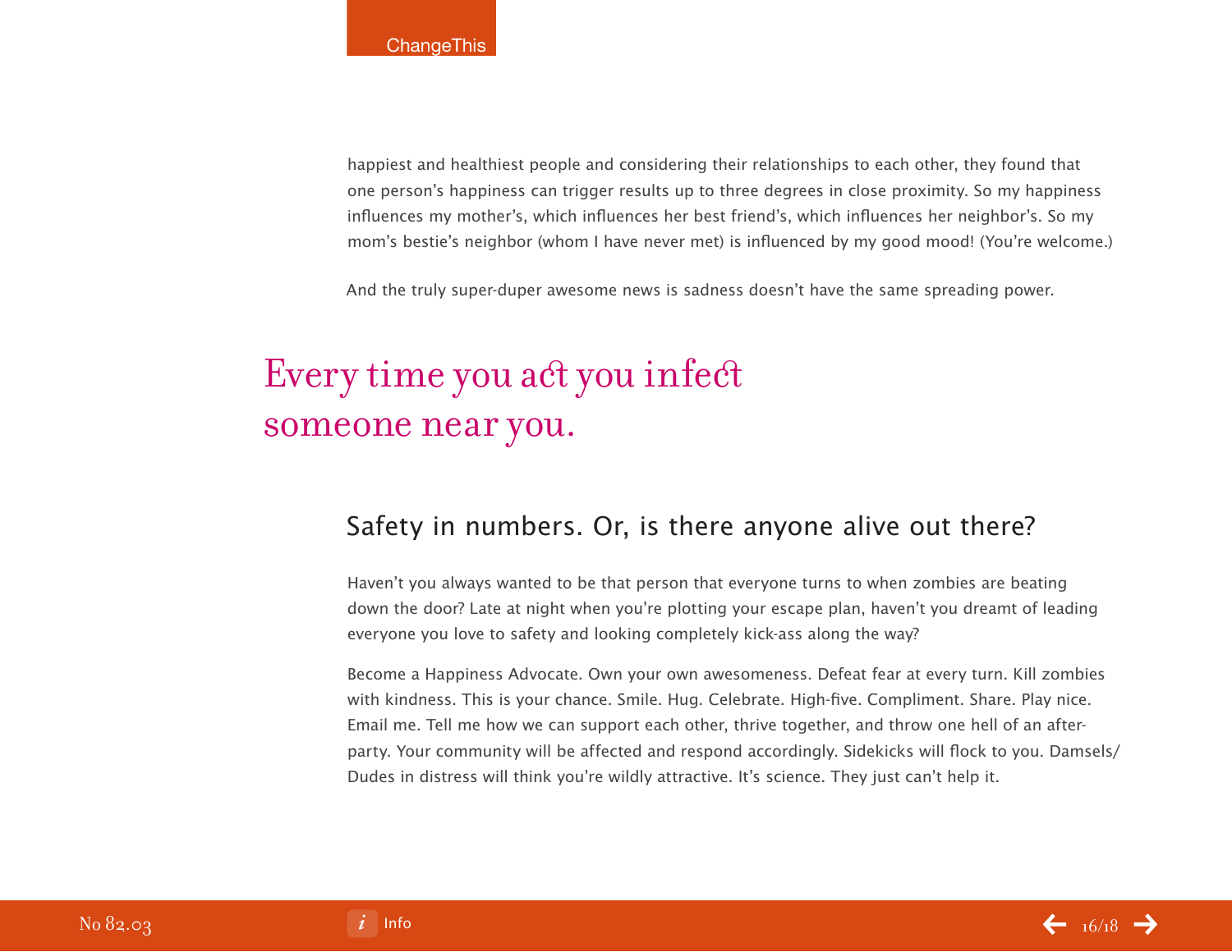happiest and healthiest people and considering their relationships to each other, they found that one person's happiness can trigger results up to three degrees in close proximity. So my happiness influences my mother's, which influences her best friend's, which influences her neighbor's. So my mom's bestie's neighbor (whom I have never met) is influenced by my good mood! (You're welcome.)

And the truly super-duper awesome news is sadness doesn't have the same spreading power.

> Every time you act you infect someone near you.

## Safety in numbers. Or, is there anyone alive out there?

Haven't you always wanted to be that person that everyone turns to when zombies are beating down the door? Late at night when you're plotting your escape plan, haven't you dreamt of leading everyone you love to safety and looking completely kick-ass along the way?

Become a Happiness Advocate. Own your own awesomeness. Defeat fear at every turn. Kill zombies with kindness. This is your chance. Smile. Hug. Celebrate. High-five. Compliment. Share. Play nice. Email me. Tell me how we can support each other, thrive together, and throw one hell of an after-party. Your community will be affected and respond accordingly. Sidekicks will flock to you. Damsels/Dudes in distress will think you're wildly attractive. It's science. They just can't help it.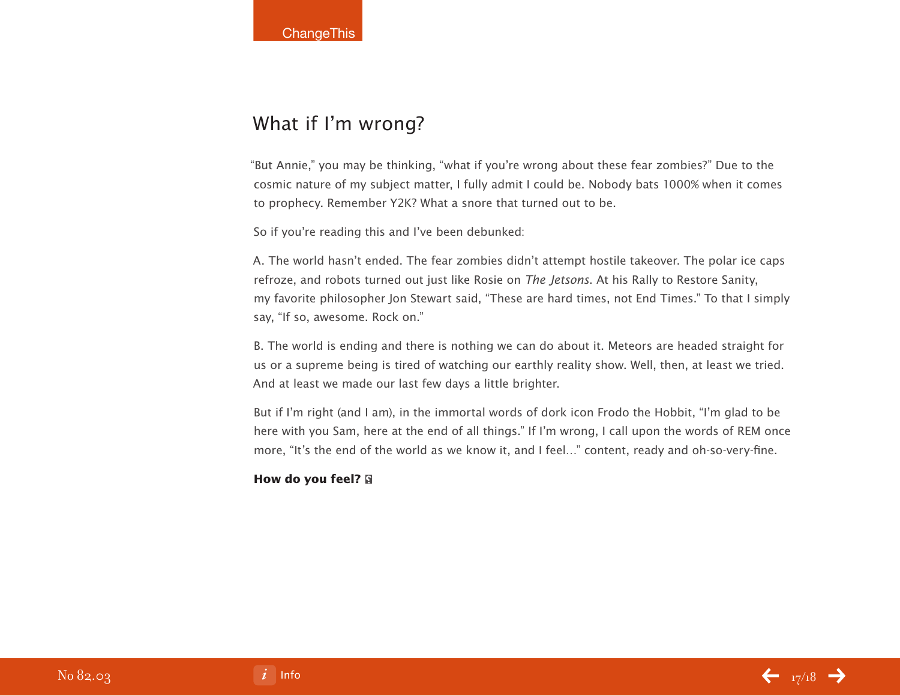## What if I'm wrong?

"But Annie," you may be thinking, "what if you're wrong about these fear zombies?" Due to the cosmic nature of my subject matter, I fully admit I could be. Nobody bats 1000% when it comes to prophecy. Remember Y2K? What a snore that turned out to be.

So if you're reading this and I've been debunked:

A. The world hasn't ended. The fear zombies didn't attempt hostile takeover. The polar ice caps refroze, and robots turned out just like Rosie on *The Jetsons*. At his Rally to Restore Sanity, my favorite philosopher Jon Stewart said, "These are hard times, not End Times." To that I simply say, "If so, awesome. Rock on."

B. The world is ending and there is nothing we can do about it. Meteors are headed straight for us or a supreme being is tired of watching our earthly reality show. Well, then, at least we tried. And at least we made our last few days a little brighter.

But if I'm right (and I am), in the immortal words of dork icon Frodo the Hobbit, "I'm glad to be here with you Sam, here at the end of all things." If I'm wrong, I call upon the words of REM once more, "It's the end of the world as we know it, and I feel…" content, ready and oh-so-very-fine.

**How do you feel?**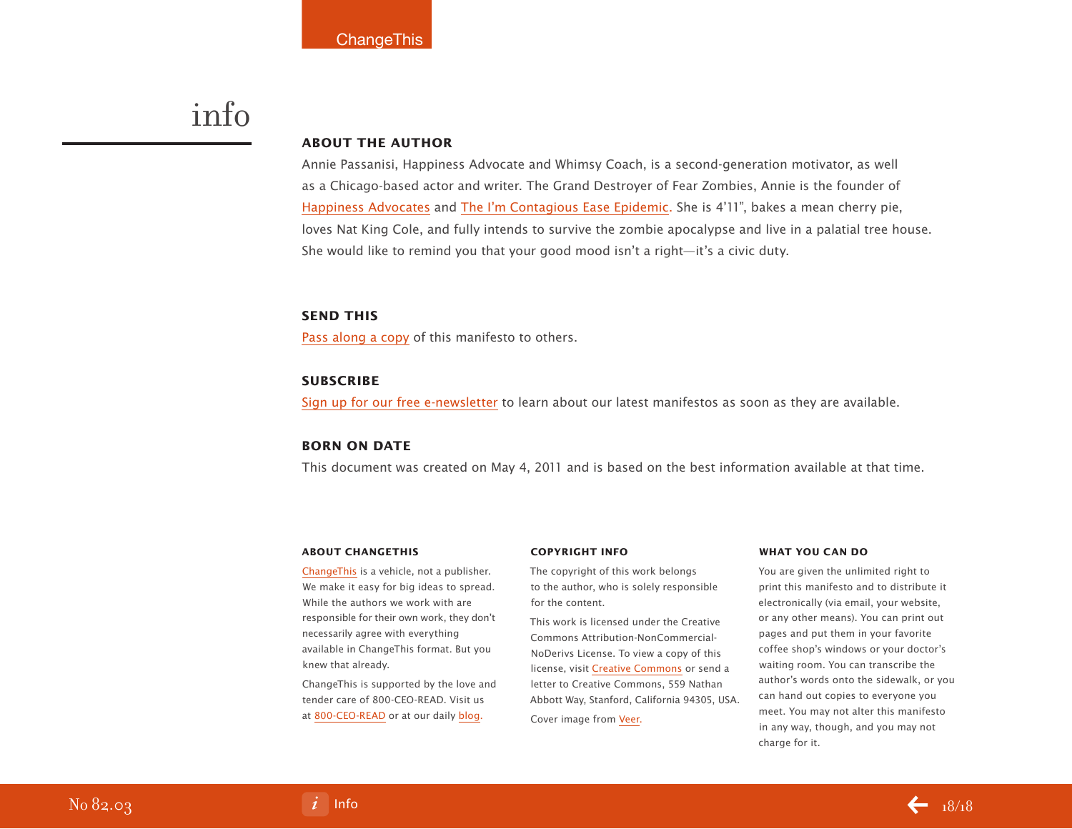# info

## ABOUT THE AUTHOR

Annie Passanisi, Happiness Advocate and Whimsy Coach, is a second-generation motivator, as well as a Chicago-based actor and writer. The Grand Destroyer of Fear Zombies, Annie is the founder of Happiness Advocates and The I'm Contagious Ease Epidemic. She is 4'11", bakes a mean cherry pie, loves Nat King Cole, and fully intends to survive the zombie apocalypse and live in a palatial tree house. She would like to remind you that your good mood isn't a right—it's a civic duty.

## SEND THIS

Pass along a copy of this manifesto to others.

## SUBSCRIBE

Sign up for our free e-newsletter to learn about our latest manifestos as soon as they are available.

## BORN ON DATE

This document was created on May 4, 2011 and is based on the best information available at that time.

### ABOUT CHANGETHIS

ChangeThis is a vehicle, not a publisher. We make it easy for big ideas to spread. While the authors we work with are responsible for their own work, they don't necessarily agree with everything available in ChangeThis format. But you knew that already.

ChangeThis is supported by the love and tender care of 800-CEO-READ. Visit us at 800-CEO-READ or at our daily blog.

### COPYRIGHT INFO

The copyright of this work belongs to the author, who is solely responsible for the content.

This work is licensed under the Creative Commons Attribution-NonCommercial-NoDerivs License. To view a copy of this license, visit Creative Commons or send a letter to Creative Commons, 559 Nathan Abbott Way, Stanford, California 94305, USA.

Cover image from Veer.

### WHAT YOU CAN DO

You are given the unlimited right to print this manifesto and to distribute it electronically (via email, your website, or any other means). You can print out pages and put them in your favorite coffee shop's windows or your doctor's waiting room. You can transcribe the author's words onto the sidewalk, or you can hand out copies to everyone you meet. You may not alter this manifesto in any way, though, and you may not charge for it.